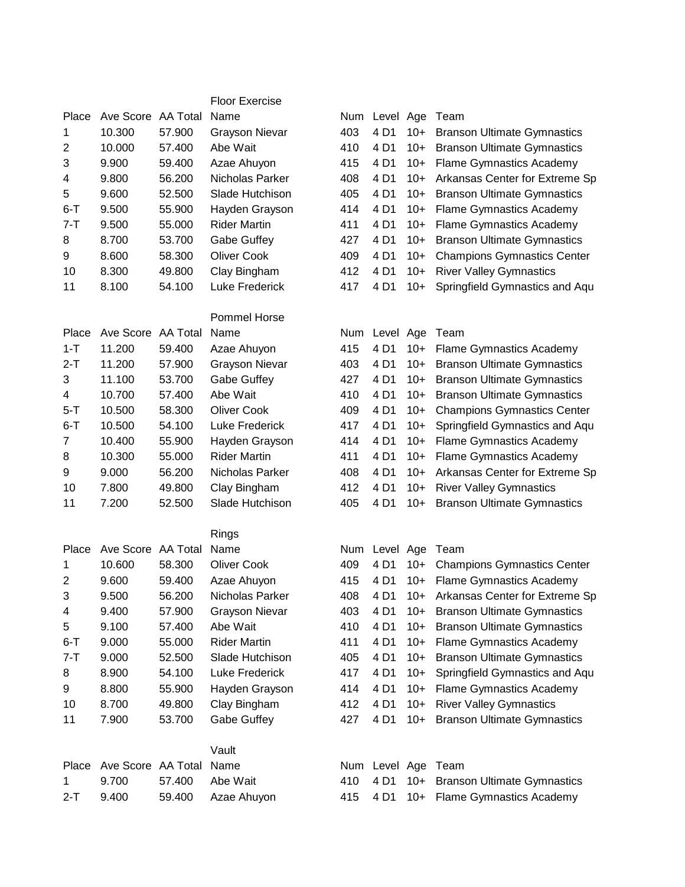## Floor Exercise

| Place | Ave Score | AA Total | Name | Num | Level | Age | Team |
|---|---|---|---|---|---|---|---|
| 1 | 10.300 | 57.900 | Grayson Nievar | 403 | 4 D1 | 10+ | Branson Ultimate Gymnastics |
| 2 | 10.000 | 57.400 | Abe Wait | 410 | 4 D1 | 10+ | Branson Ultimate Gymnastics |
| 3 | 9.900 | 59.400 | Azae Ahuyon | 415 | 4 D1 | 10+ | Flame Gymnastics Academy |
| 4 | 9.800 | 56.200 | Nicholas Parker | 408 | 4 D1 | 10+ | Arkansas Center for Extreme Sp |
| 5 | 9.600 | 52.500 | Slade Hutchison | 405 | 4 D1 | 10+ | Branson Ultimate Gymnastics |
| 6-T | 9.500 | 55.900 | Hayden Grayson | 414 | 4 D1 | 10+ | Flame Gymnastics Academy |
| 7-T | 9.500 | 55.000 | Rider Martin | 411 | 4 D1 | 10+ | Flame Gymnastics Academy |
| 8 | 8.700 | 53.700 | Gabe Guffey | 427 | 4 D1 | 10+ | Branson Ultimate Gymnastics |
| 9 | 8.600 | 58.300 | Oliver Cook | 409 | 4 D1 | 10+ | Champions Gymnastics Center |
| 10 | 8.300 | 49.800 | Clay Bingham | 412 | 4 D1 | 10+ | River Valley Gymnastics |
| 11 | 8.100 | 54.100 | Luke Frederick | 417 | 4 D1 | 10+ | Springfield Gymnastics and Aqu |

## Pommel Horse

| Place | Ave Score | AA Total | Name | Num | Level | Age | Team |
|---|---|---|---|---|---|---|---|
| 1-T | 11.200 | 59.400 | Azae Ahuyon | 415 | 4 D1 | 10+ | Flame Gymnastics Academy |
| 2-T | 11.200 | 57.900 | Grayson Nievar | 403 | 4 D1 | 10+ | Branson Ultimate Gymnastics |
| 3 | 11.100 | 53.700 | Gabe Guffey | 427 | 4 D1 | 10+ | Branson Ultimate Gymnastics |
| 4 | 10.700 | 57.400 | Abe Wait | 410 | 4 D1 | 10+ | Branson Ultimate Gymnastics |
| 5-T | 10.500 | 58.300 | Oliver Cook | 409 | 4 D1 | 10+ | Champions Gymnastics Center |
| 6-T | 10.500 | 54.100 | Luke Frederick | 417 | 4 D1 | 10+ | Springfield Gymnastics and Aqu |
| 7 | 10.400 | 55.900 | Hayden Grayson | 414 | 4 D1 | 10+ | Flame Gymnastics Academy |
| 8 | 10.300 | 55.000 | Rider Martin | 411 | 4 D1 | 10+ | Flame Gymnastics Academy |
| 9 | 9.000 | 56.200 | Nicholas Parker | 408 | 4 D1 | 10+ | Arkansas Center for Extreme Sp |
| 10 | 7.800 | 49.800 | Clay Bingham | 412 | 4 D1 | 10+ | River Valley Gymnastics |
| 11 | 7.200 | 52.500 | Slade Hutchison | 405 | 4 D1 | 10+ | Branson Ultimate Gymnastics |

## Rings

| Place | Ave Score | AA Total | Name | Num | Level | Age | Team |
|---|---|---|---|---|---|---|---|
| 1 | 10.600 | 58.300 | Oliver Cook | 409 | 4 D1 | 10+ | Champions Gymnastics Center |
| 2 | 9.600 | 59.400 | Azae Ahuyon | 415 | 4 D1 | 10+ | Flame Gymnastics Academy |
| 3 | 9.500 | 56.200 | Nicholas Parker | 408 | 4 D1 | 10+ | Arkansas Center for Extreme Sp |
| 4 | 9.400 | 57.900 | Grayson Nievar | 403 | 4 D1 | 10+ | Branson Ultimate Gymnastics |
| 5 | 9.100 | 57.400 | Abe Wait | 410 | 4 D1 | 10+ | Branson Ultimate Gymnastics |
| 6-T | 9.000 | 55.000 | Rider Martin | 411 | 4 D1 | 10+ | Flame Gymnastics Academy |
| 7-T | 9.000 | 52.500 | Slade Hutchison | 405 | 4 D1 | 10+ | Branson Ultimate Gymnastics |
| 8 | 8.900 | 54.100 | Luke Frederick | 417 | 4 D1 | 10+ | Springfield Gymnastics and Aqu |
| 9 | 8.800 | 55.900 | Hayden Grayson | 414 | 4 D1 | 10+ | Flame Gymnastics Academy |
| 10 | 8.700 | 49.800 | Clay Bingham | 412 | 4 D1 | 10+ | River Valley Gymnastics |
| 11 | 7.900 | 53.700 | Gabe Guffey | 427 | 4 D1 | 10+ | Branson Ultimate Gymnastics |

## Vault

| Place | Ave Score | AA Total | Name | Num | Level | Age | Team |
|---|---|---|---|---|---|---|---|
| 1 | 9.700 | 57.400 | Abe Wait | 410 | 4 D1 | 10+ | Branson Ultimate Gymnastics |
| 2-T | 9.400 | 59.400 | Azae Ahuyon | 415 | 4 D1 | 10+ | Flame Gymnastics Academy |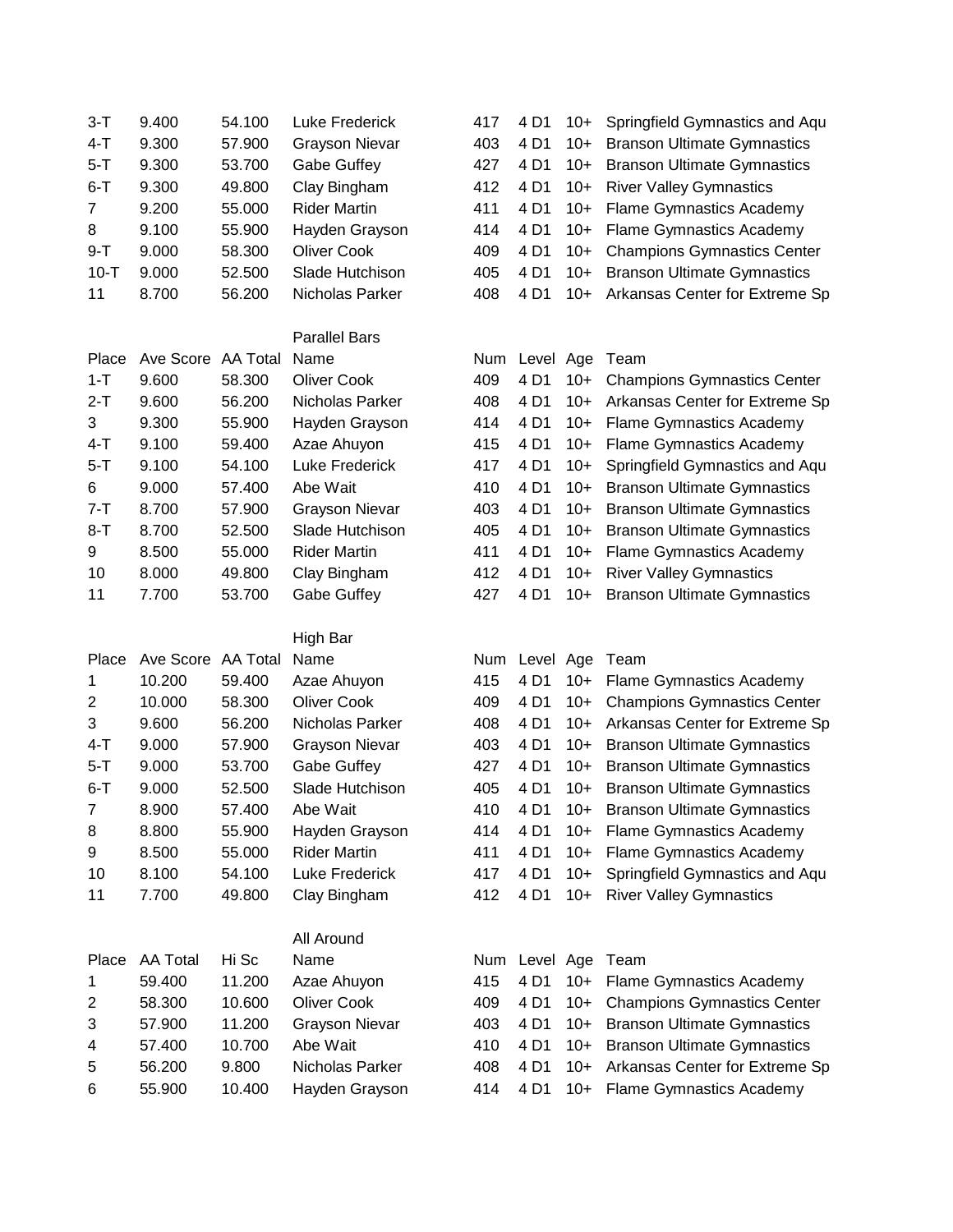| | | | | | | | |
|---|---|---|---|---|---|---|---|
| 3-T | 9.400 | 54.100 | Luke Frederick | 417 | 4 D1 | 10+ | Springfield Gymnastics and Aqu |
| 4-T | 9.300 | 57.900 | Grayson Nievar | 403 | 4 D1 | 10+ | Branson Ultimate Gymnastics |
| 5-T | 9.300 | 53.700 | Gabe Guffey | 427 | 4 D1 | 10+ | Branson Ultimate Gymnastics |
| 6-T | 9.300 | 49.800 | Clay Bingham | 412 | 4 D1 | 10+ | River Valley Gymnastics |
| 7 | 9.200 | 55.000 | Rider Martin | 411 | 4 D1 | 10+ | Flame Gymnastics Academy |
| 8 | 9.100 | 55.900 | Hayden Grayson | 414 | 4 D1 | 10+ | Flame Gymnastics Academy |
| 9-T | 9.000 | 58.300 | Oliver Cook | 409 | 4 D1 | 10+ | Champions Gymnastics Center |
| 10-T | 9.000 | 52.500 | Slade Hutchison | 405 | 4 D1 | 10+ | Branson Ultimate Gymnastics |
| 11 | 8.700 | 56.200 | Nicholas Parker | 408 | 4 D1 | 10+ | Arkansas Center for Extreme Sp |

Parallel Bars

| Place | Ave Score | AA Total | Name | Num | Level | Age | Team |
|---|---|---|---|---|---|---|---|
| 1-T | 9.600 | 58.300 | Oliver Cook | 409 | 4 D1 | 10+ | Champions Gymnastics Center |
| 2-T | 9.600 | 56.200 | Nicholas Parker | 408 | 4 D1 | 10+ | Arkansas Center for Extreme Sp |
| 3 | 9.300 | 55.900 | Hayden Grayson | 414 | 4 D1 | 10+ | Flame Gymnastics Academy |
| 4-T | 9.100 | 59.400 | Azae Ahuyon | 415 | 4 D1 | 10+ | Flame Gymnastics Academy |
| 5-T | 9.100 | 54.100 | Luke Frederick | 417 | 4 D1 | 10+ | Springfield Gymnastics and Aqu |
| 6 | 9.000 | 57.400 | Abe Wait | 410 | 4 D1 | 10+ | Branson Ultimate Gymnastics |
| 7-T | 8.700 | 57.900 | Grayson Nievar | 403 | 4 D1 | 10+ | Branson Ultimate Gymnastics |
| 8-T | 8.700 | 52.500 | Slade Hutchison | 405 | 4 D1 | 10+ | Branson Ultimate Gymnastics |
| 9 | 8.500 | 55.000 | Rider Martin | 411 | 4 D1 | 10+ | Flame Gymnastics Academy |
| 10 | 8.000 | 49.800 | Clay Bingham | 412 | 4 D1 | 10+ | River Valley Gymnastics |
| 11 | 7.700 | 53.700 | Gabe Guffey | 427 | 4 D1 | 10+ | Branson Ultimate Gymnastics |

High Bar

| Place | Ave Score | AA Total | Name | Num | Level | Age | Team |
|---|---|---|---|---|---|---|---|
| 1 | 10.200 | 59.400 | Azae Ahuyon | 415 | 4 D1 | 10+ | Flame Gymnastics Academy |
| 2 | 10.000 | 58.300 | Oliver Cook | 409 | 4 D1 | 10+ | Champions Gymnastics Center |
| 3 | 9.600 | 56.200 | Nicholas Parker | 408 | 4 D1 | 10+ | Arkansas Center for Extreme Sp |
| 4-T | 9.000 | 57.900 | Grayson Nievar | 403 | 4 D1 | 10+ | Branson Ultimate Gymnastics |
| 5-T | 9.000 | 53.700 | Gabe Guffey | 427 | 4 D1 | 10+ | Branson Ultimate Gymnastics |
| 6-T | 9.000 | 52.500 | Slade Hutchison | 405 | 4 D1 | 10+ | Branson Ultimate Gymnastics |
| 7 | 8.900 | 57.400 | Abe Wait | 410 | 4 D1 | 10+ | Branson Ultimate Gymnastics |
| 8 | 8.800 | 55.900 | Hayden Grayson | 414 | 4 D1 | 10+ | Flame Gymnastics Academy |
| 9 | 8.500 | 55.000 | Rider Martin | 411 | 4 D1 | 10+ | Flame Gymnastics Academy |
| 10 | 8.100 | 54.100 | Luke Frederick | 417 | 4 D1 | 10+ | Springfield Gymnastics and Aqu |
| 11 | 7.700 | 49.800 | Clay Bingham | 412 | 4 D1 | 10+ | River Valley Gymnastics |

All Around

| Place | AA Total | Hi Sc | Name | Num | Level | Age | Team |
|---|---|---|---|---|---|---|---|
| 1 | 59.400 | 11.200 | Azae Ahuyon | 415 | 4 D1 | 10+ | Flame Gymnastics Academy |
| 2 | 58.300 | 10.600 | Oliver Cook | 409 | 4 D1 | 10+ | Champions Gymnastics Center |
| 3 | 57.900 | 11.200 | Grayson Nievar | 403 | 4 D1 | 10+ | Branson Ultimate Gymnastics |
| 4 | 57.400 | 10.700 | Abe Wait | 410 | 4 D1 | 10+ | Branson Ultimate Gymnastics |
| 5 | 56.200 | 9.800 | Nicholas Parker | 408 | 4 D1 | 10+ | Arkansas Center for Extreme Sp |
| 6 | 55.900 | 10.400 | Hayden Grayson | 414 | 4 D1 | 10+ | Flame Gymnastics Academy |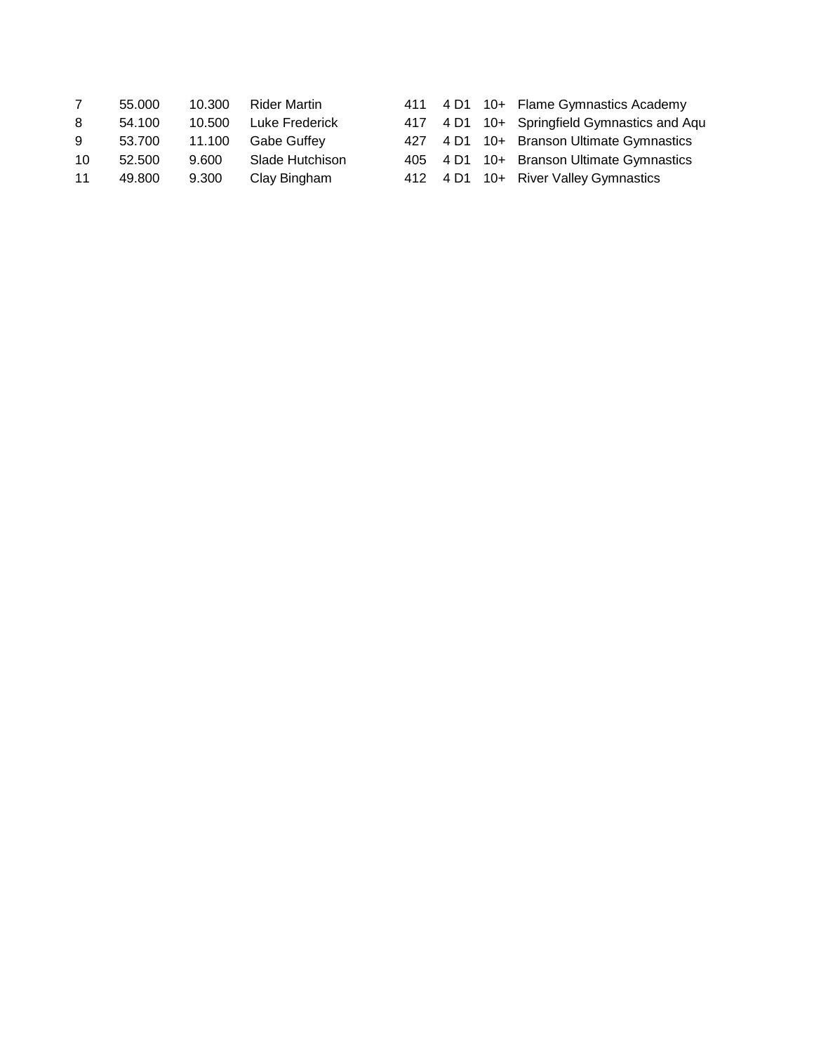| | | | | | | | |
|---|---|---|---|---|---|---|---|
| 7 | 55.000 | 10.300 | Rider Martin | 411 | 4 D1 | 10+ | Flame Gymnastics Academy |
| 8 | 54.100 | 10.500 | Luke Frederick | 417 | 4 D1 | 10+ | Springfield Gymnastics and Aqu |
| 9 | 53.700 | 11.100 | Gabe Guffey | 427 | 4 D1 | 10+ | Branson Ultimate Gymnastics |
| 10 | 52.500 | 9.600 | Slade Hutchison | 405 | 4 D1 | 10+ | Branson Ultimate Gymnastics |
| 11 | 49.800 | 9.300 | Clay Bingham | 412 | 4 D1 | 10+ | River Valley Gymnastics |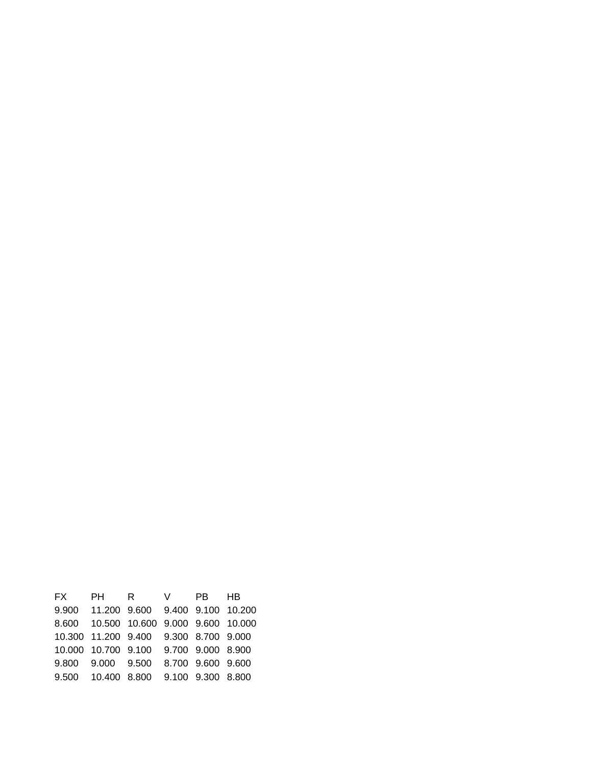| FX | PH | R | V | PB | HB |
|---|---|---|---|---|---|
| 9.900 | 11.200 | 9.600 | 9.400 | 9.100 | 10.200 |
| 8.600 | 10.500 | 10.600 | 9.000 | 9.600 | 10.000 |
| 10.300 | 11.200 | 9.400 | 9.300 | 8.700 | 9.000 |
| 10.000 | 10.700 | 9.100 | 9.700 | 9.000 | 8.900 |
| 9.800 | 9.000 | 9.500 | 8.700 | 9.600 | 9.600 |
| 9.500 | 10.400 | 8.800 | 9.100 | 9.300 | 8.800 |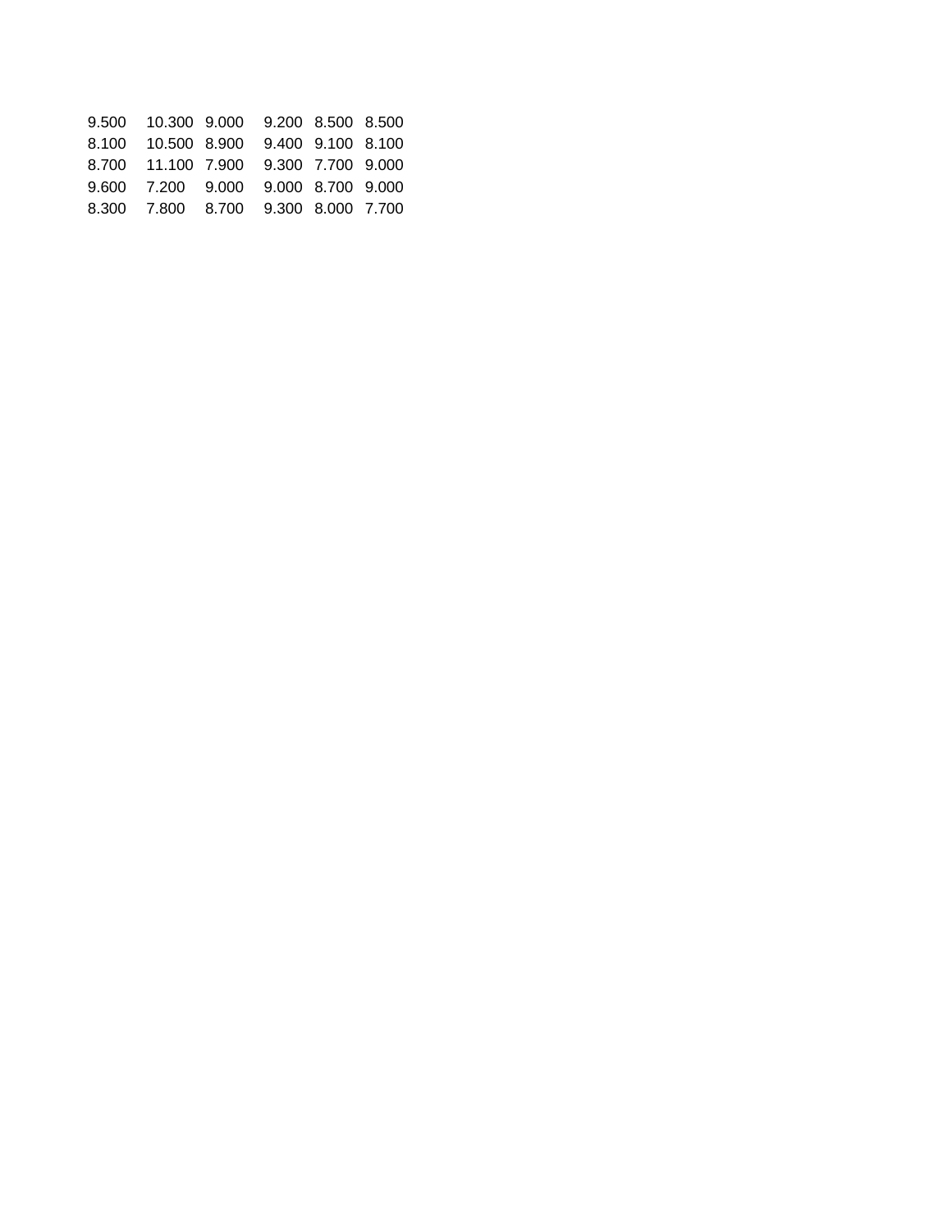| | | | | | |
|---|---|---|---|---|---|
| 9.500 | 10.300 | 9.000 | 9.200 | 8.500 | 8.500 |
| 8.100 | 10.500 | 8.900 | 9.400 | 9.100 | 8.100 |
| 8.700 | 11.100 | 7.900 | 9.300 | 7.700 | 9.000 |
| 9.600 | 7.200 | 9.000 | 9.000 | 8.700 | 9.000 |
| 8.300 | 7.800 | 8.700 | 9.300 | 8.000 | 7.700 |